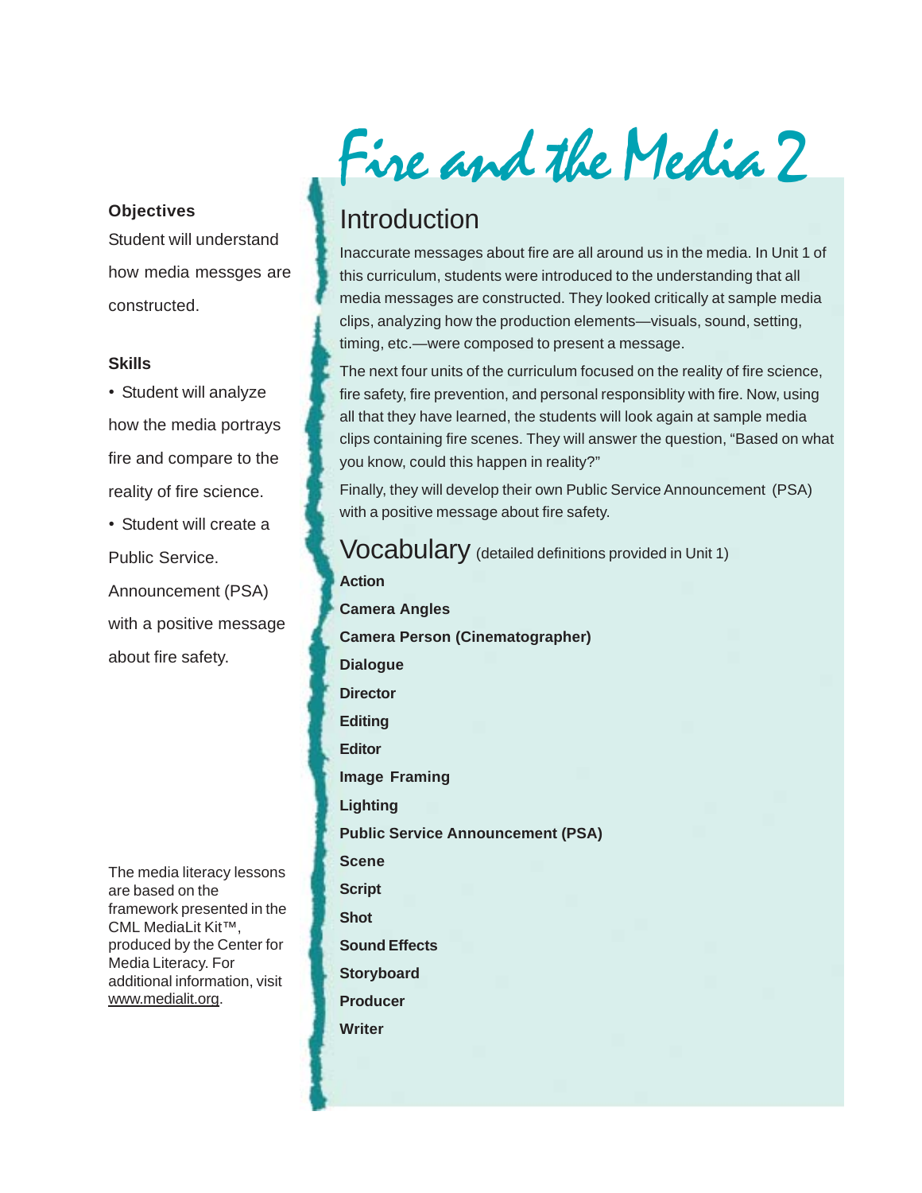# Fire and the Media 2

**Objectives**

Student will understand how media messges are constructed.

**Skills**

- Student will analyze how the media portrays fire and compare to the reality of fire science.
- Student will create a Public Service. Announcement (PSA) with a positive message about fire safety.

The media literacy lessons are based on the framework presented in the CML MediaLit Kit™, produced by the Center for Media Literacy. For additional information, visit www.medialit.org.

## Introduction

Inaccurate messages about fire are all around us in the media. In Unit 1 of this curriculum, students were introduced to the understanding that all media messages are constructed. They looked critically at sample media clips, analyzing how the production elements—visuals, sound, setting, timing, etc.—were composed to present a message.

The next four units of the curriculum focused on the reality of fire science, fire safety, fire prevention, and personal responsiblity with fire. Now, using all that they have learned, the students will look again at sample media clips containing fire scenes. They will answer the question, "Based on what you know, could this happen in reality?"

Finally, they will develop their own Public Service Announcement (PSA) with a positive message about fire safety.

## Vocabulary (detailed definitions provided in Unit 1)

**Action**

**Camera Angles**

**Camera Person (Cinematographer)**

**Dialogue**

**Director**

**Editing**

**Editor**

**Image Framing**

**Lighting**

**Public Service Announcement (PSA)**

**Scene**

**Script**

**Shot**

**Sound Effects**

**Storyboard**

**Producer**

**Writer**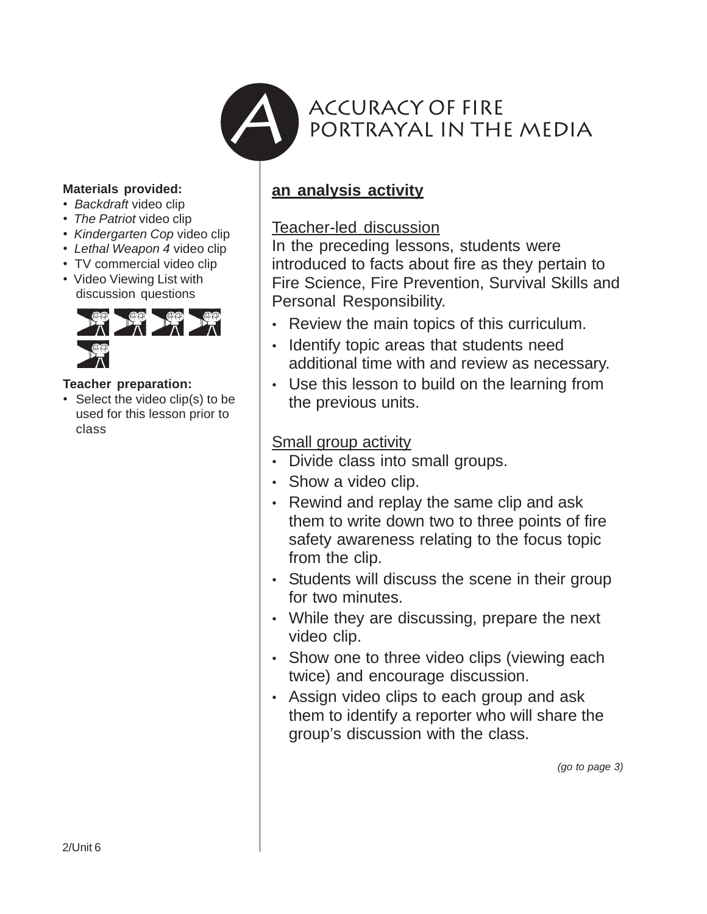# ACCURACY OF FIRE PORTRAYAL IN THE MEDIA

**Materials provided:**

- *Backdraft* video clip
- *The Patriot* video clip
- *Kindergarten Cop* video clip
- *Lethal Weapon 4* video clip
- TV commercial video clip
- Video Viewing List with discussion questions

**Teacher preparation:**

- Select the video clip(s) to be used for this lesson prior to class

## an analysis activity

Teacher-led discussion

In the preceding lessons, students were introduced to facts about fire as they pertain to Fire Science, Fire Prevention, Survival Skills and Personal Responsibility.

- Review the main topics of this curriculum.
- Identify topic areas that students need additional time with and review as necessary.
- Use this lesson to build on the learning from the previous units.

Small group activity

- Divide class into small groups.
- Show a video clip.
- Rewind and replay the same clip and ask them to write down two to three points of fire safety awareness relating to the focus topic from the clip.
- Students will discuss the scene in their group for two minutes.
- While they are discussing, prepare the next video clip.
- Show one to three video clips (viewing each twice) and encourage discussion.
- Assign video clips to each group and ask them to identify a reporter who will share the group's discussion with the class.

*(go to page 3)*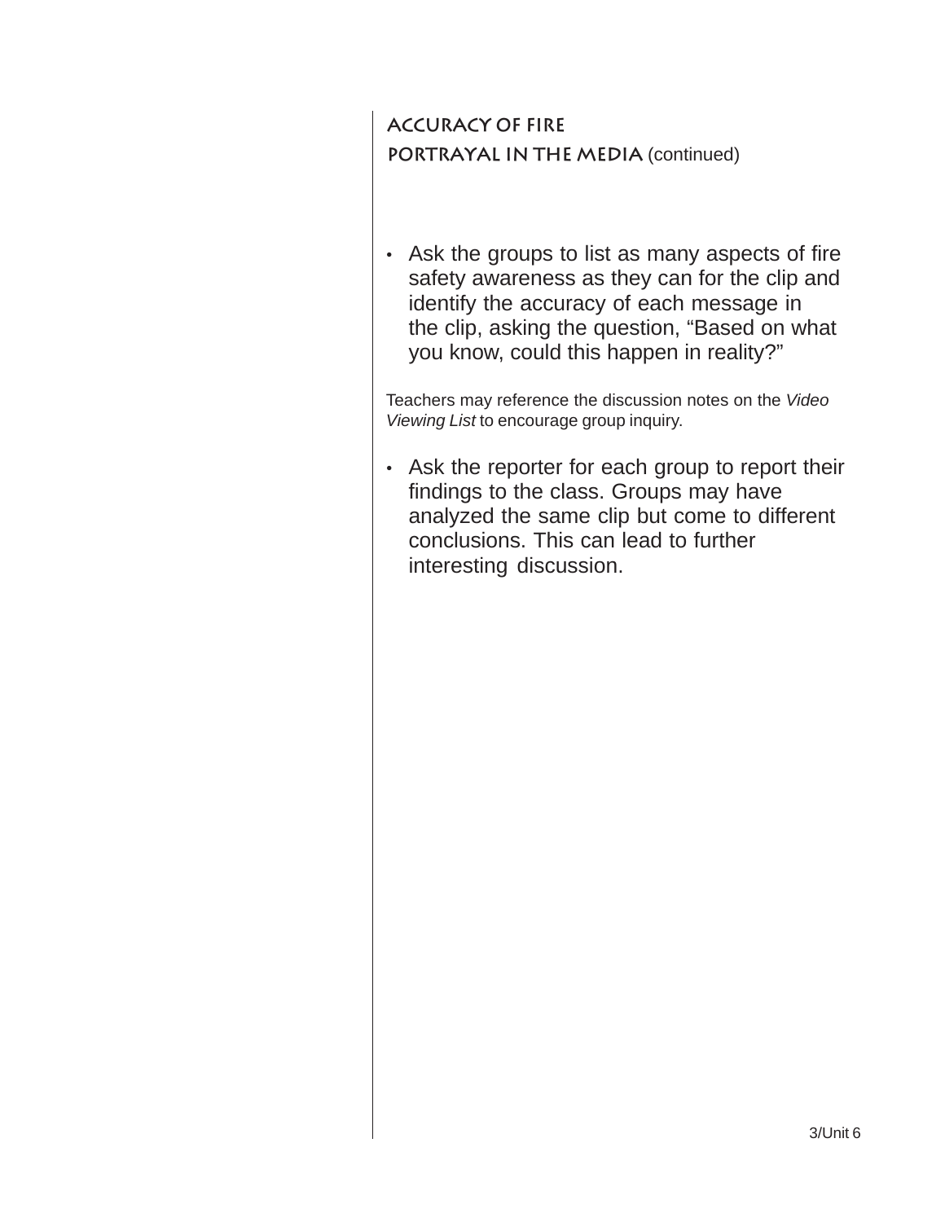## ACCURACY OF FIRE PORTRAYAL IN THE MEDIA (continued)

- Ask the groups to list as many aspects of fire safety awareness as they can for the clip and identify the accuracy of each message in the clip, asking the question, “Based on what you know, could this happen in reality?”

Teachers may reference the discussion notes on the *Video Viewing List* to encourage group inquiry.

- Ask the reporter for each group to report their findings to the class. Groups may have analyzed the same clip but come to different conclusions. This can lead to further interesting discussion.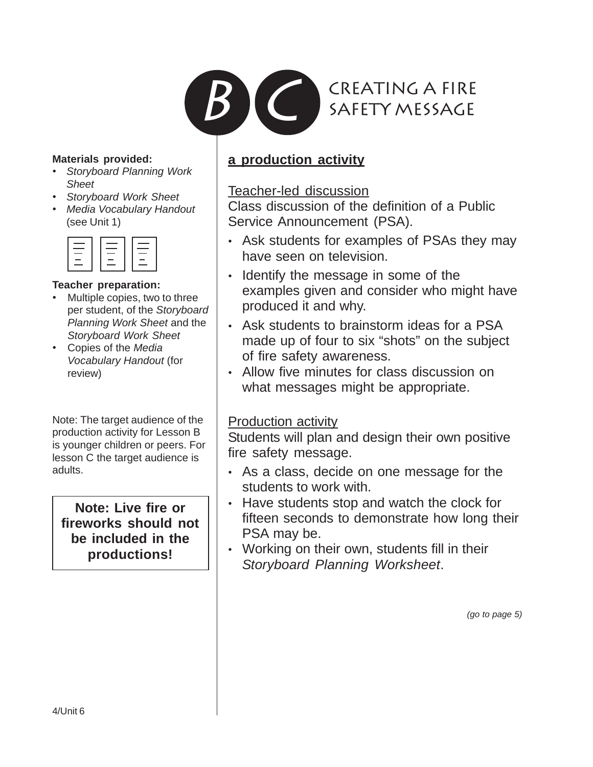# B C CREATING A FIRE SAFETY MESSAGE

**Materials provided:**

- *Storyboard Planning Work Sheet*
- *Storyboard Work Sheet*
- *Media Vocabulary Handout* (see Unit 1)

**Teacher preparation:**

- Multiple copies, two to three per student, of the *Storyboard Planning Work Sheet* and the *Storyboard Work Sheet*
- Copies of the *Media Vocabulary Handout* (for review)

Note: The target audience of the production activity for Lesson B is younger children or peers. For lesson C the target audience is adults.

**Note: Live fire or fireworks should not be included in the productions!**

## a production activity

Teacher-led discussion

Class discussion of the definition of a Public Service Announcement (PSA).

- Ask students for examples of PSAs they may have seen on television.
- Identify the message in some of the examples given and consider who might have produced it and why.
- Ask students to brainstorm ideas for a PSA made up of four to six "shots" on the subject of fire safety awareness.
- Allow five minutes for class discussion on what messages might be appropriate.

Production activity

Students will plan and design their own positive fire safety message.

- As a class, decide on one message for the students to work with.
- Have students stop and watch the clock for fifteen seconds to demonstrate how long their PSA may be.
- Working on their own, students fill in their *Storyboard Planning Worksheet*.

*(go to page 5)*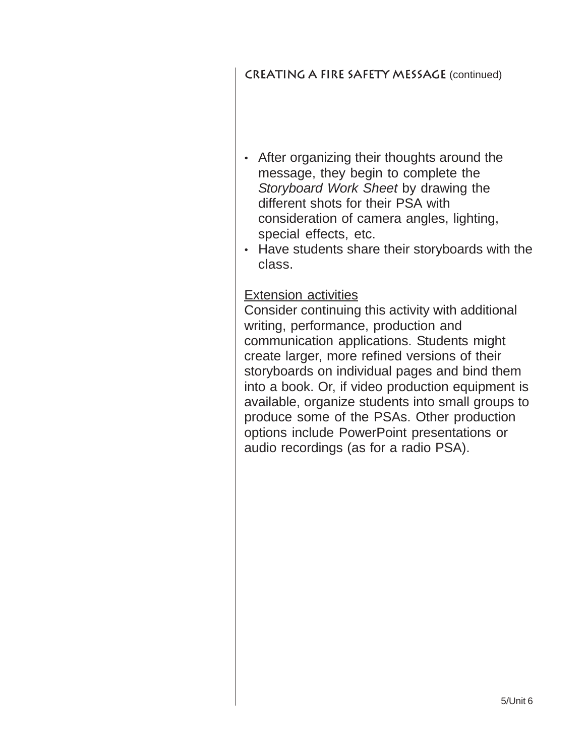## CREATING A FIRE SAFETY MESSAGE (continued)

- After organizing their thoughts around the message, they begin to complete the *Storyboard Work Sheet* by drawing the different shots for their PSA with consideration of camera angles, lighting, special effects, etc.
- Have students share their storyboards with the class.

Extension activities

Consider continuing this activity with additional writing, performance, production and communication applications. Students might create larger, more refined versions of their storyboards on individual pages and bind them into a book. Or, if video production equipment is available, organize students into small groups to produce some of the PSAs. Other production options include PowerPoint presentations or audio recordings (as for a radio PSA).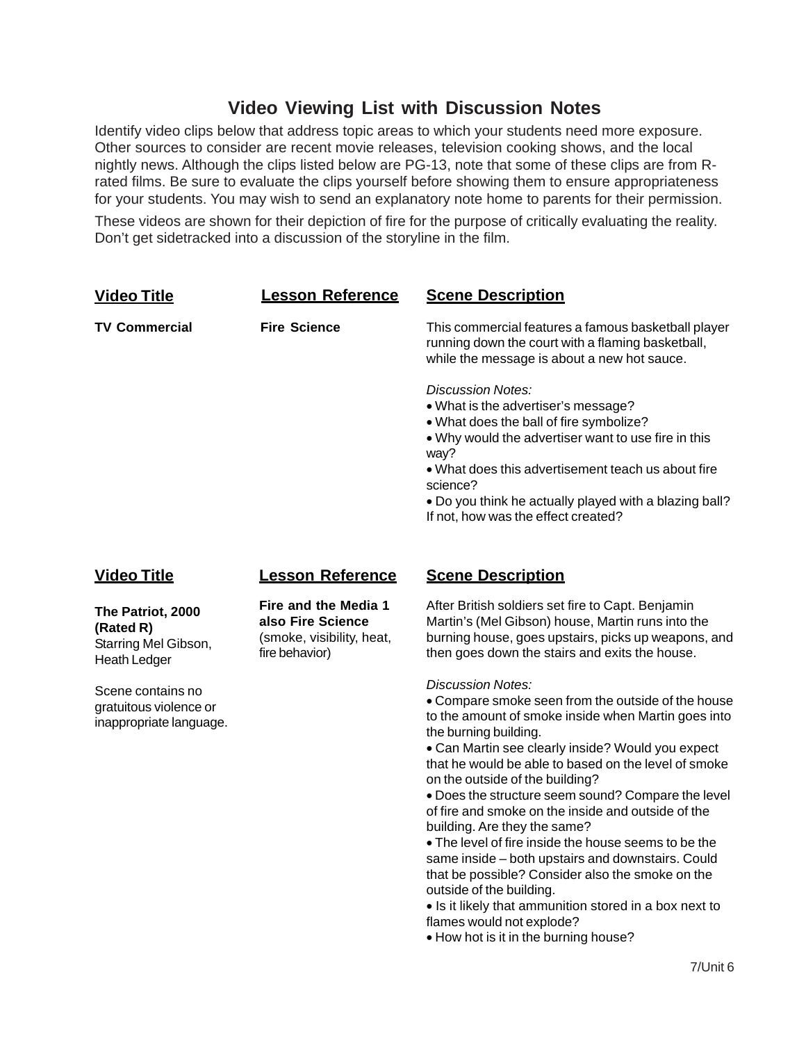## Video Viewing List with Discussion Notes

Identify video clips below that address topic areas to which your students need more exposure. Other sources to consider are recent movie releases, television cooking shows, and the local nightly news. Although the clips listed below are PG-13, note that some of these clips are from R-rated films. Be sure to evaluate the clips yourself before showing them to ensure appropriateness for your students. You may wish to send an explanatory note home to parents for their permission.

These videos are shown for their depiction of fire for the purpose of critically evaluating the reality. Don't get sidetracked into a discussion of the storyline in the film.

| <u>**Video Title**</u> | <u>**Lesson Reference**</u> | <u>**Scene Description**</u> |
|---|---|---|
| **TV Commercial** | **Fire Science** | This commercial features a famous basketball player running down the court with a flaming basketball, while the message is about a new hot sauce.<br><br>*Discussion Notes:*<br>• What is the advertiser's message?<br>• What does the ball of fire symbolize?<br>• Why would the advertiser want to use fire in this way?<br>• What does this advertisement teach us about fire science?<br>• Do you think he actually played with a blazing ball? If not, how was the effect created? |

| <u>**Video Title**</u> | <u>**Lesson Reference**</u> | <u>**Scene Description**</u> |
|---|---|---|
| **The Patriot, 2000 (Rated R)**<br>Starring Mel Gibson, Heath Ledger<br><br>Scene contains no gratuitous violence or inappropriate language. | **Fire and the Media 1 also Fire Science**<br>(smoke, visibility, heat, fire behavior) | After British soldiers set fire to Capt. Benjamin Martin's (Mel Gibson) house, Martin runs into the burning house, goes upstairs, picks up weapons, and then goes down the stairs and exits the house.<br><br>*Discussion Notes:*<br>• Compare smoke seen from the outside of the house to the amount of smoke inside when Martin goes into the burning building.<br>• Can Martin see clearly inside? Would you expect that he would be able to based on the level of smoke on the outside of the building?<br>• Does the structure seem sound? Compare the level of fire and smoke on the inside and outside of the building. Are they the same?<br>• The level of fire inside the house seems to be the same inside – both upstairs and downstairs. Could that be possible? Consider also the smoke on the outside of the building.<br>• Is it likely that ammunition stored in a box next to flames would not explode?<br>• How hot is it in the burning house? |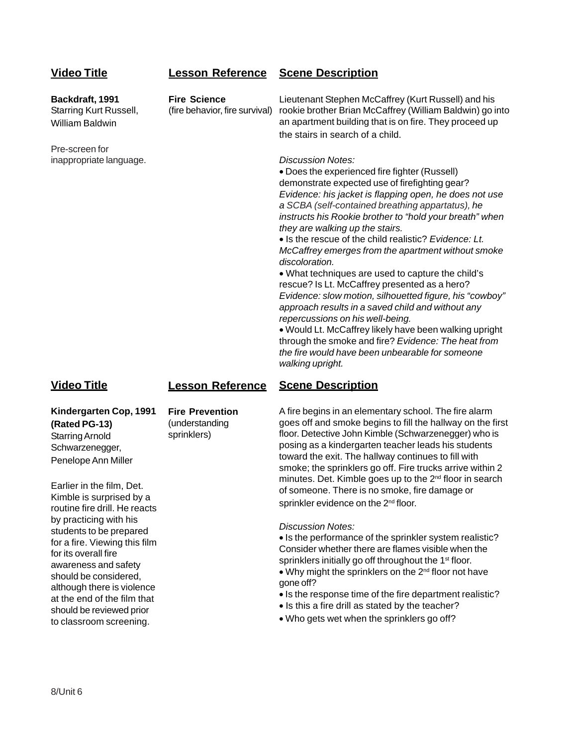| Video Title | Lesson Reference | Scene Description |
|---|---|---|
| **Backdraft, 1991** Starring Kurt Russell, William Baldwin<br><br>Pre-screen for inappropriate language. | **Fire Science** (fire behavior, fire survival) | Lieutenant Stephen McCaffrey (Kurt Russell) and his rookie brother Brian McCaffrey (William Baldwin) go into an apartment building that is on fire. They proceed up the stairs in search of a child.<br><br>*Discussion Notes:*<br>• Does the experienced fire fighter (Russell) demonstrate expected use of firefighting gear? *Evidence: his jacket is flapping open, he does not use a SCBA (self-contained breathing appartatus), he instructs his Rookie brother to "hold your breath" when they are walking up the stairs.*<br>• Is the rescue of the child realistic? *Evidence: Lt. McCaffrey emerges from the apartment without smoke discoloration.*<br>• What techniques are used to capture the child's rescue? Is Lt. McCaffrey presented as a hero? *Evidence: slow motion, silhouetted figure, his "cowboy" approach results in a saved child and without any repercussions on his well-being.*<br>• Would Lt. McCaffrey likely have been walking upright through the smoke and fire? *Evidence: The heat from the fire would have been unbearable for someone walking upright.* |

| Video Title | Lesson Reference | Scene Description |
|---|---|---|
| **Kindergarten Cop, 1991 (Rated PG-13)** Starring Arnold Schwarzenegger, Penelope Ann Miller<br><br>Earlier in the film, Det. Kimble is surprised by a routine fire drill. He reacts by practicing with his students to be prepared for a fire. Viewing this film for its overall fire awareness and safety should be considered, although there is violence at the end of the film that should be reviewed prior to classroom screening. | **Fire Prevention** (understanding sprinklers) | A fire begins in an elementary school. The fire alarm goes off and smoke begins to fill the hallway on the first floor. Detective John Kimble (Schwarzenegger) who is posing as a kindergarten teacher leads his students toward the exit. The hallway continues to fill with smoke; the sprinklers go off. Fire trucks arrive within 2 minutes. Det. Kimble goes up to the 2nd floor in search of someone. There is no smoke, fire damage or sprinkler evidence on the 2nd floor.<br><br>*Discussion Notes:*<br>• Is the performance of the sprinkler system realistic? Consider whether there are flames visible when the sprinklers initially go off throughout the 1st floor.<br>• Why might the sprinklers on the 2nd floor not have gone off?<br>• Is the response time of the fire department realistic?<br>• Is this a fire drill as stated by the teacher?<br>• Who gets wet when the sprinklers go off? |

8/Unit 6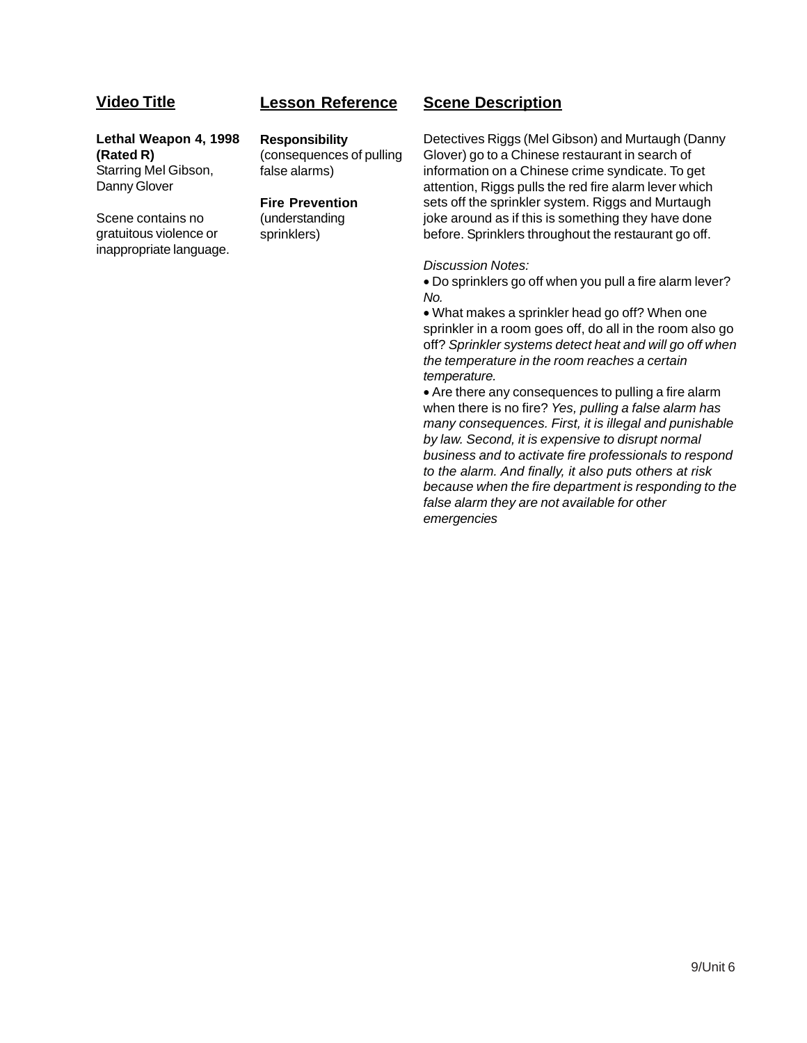| Video Title | Lesson Reference | Scene Description |
| --- | --- | --- |
| **Lethal Weapon 4, 1998 (Rated R)**<br>Starring Mel Gibson, Danny Glover<br><br>Scene contains no gratuitous violence or inappropriate language. | **Responsibility**<br>(consequences of pulling false alarms)<br><br>**Fire Prevention**<br>(understanding sprinklers) | Detectives Riggs (Mel Gibson) and Murtaugh (Danny Glover) go to a Chinese restaurant in search of information on a Chinese crime syndicate. To get attention, Riggs pulls the red fire alarm lever which sets off the sprinkler system. Riggs and Murtaugh joke around as if this is something they have done before. Sprinklers throughout the restaurant go off.<br><br>*Discussion Notes:*<br>• Do sprinklers go off when you pull a fire alarm lever? *No.*<br>• What makes a sprinkler head go off? When one sprinkler in a room goes off, do all in the room also go off? *Sprinkler systems detect heat and will go off when the temperature in the room reaches a certain temperature.*<br>• Are there any consequences to pulling a fire alarm when there is no fire? *Yes, pulling a false alarm has many consequences. First, it is illegal and punishable by law. Second, it is expensive to disrupt normal business and to activate fire professionals to respond to the alarm. And finally, it also puts others at risk because when the fire department is responding to the false alarm they are not available for other emergencies* |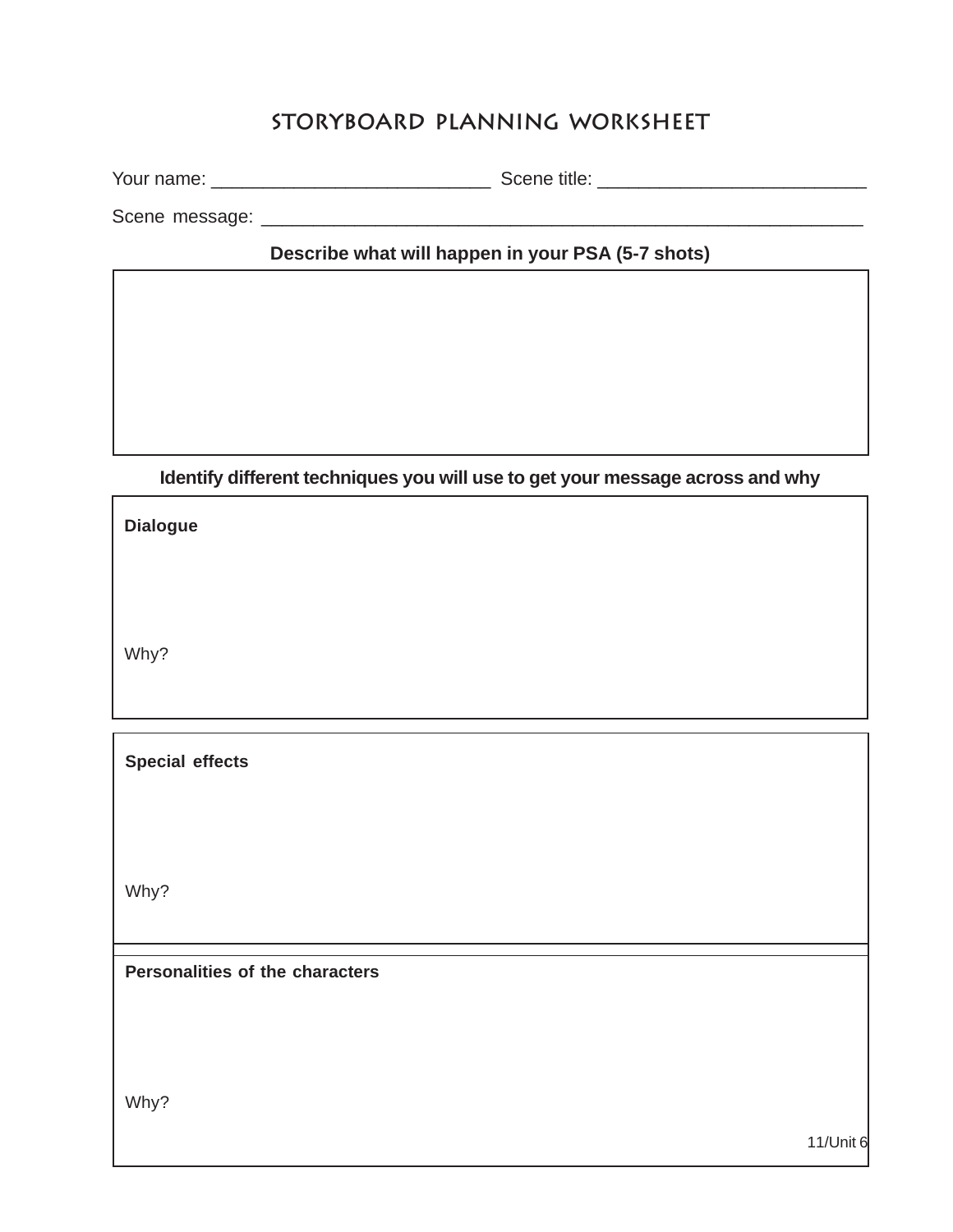# STORYBOARD PLANNING WORKSHEET

Your name: ___________________________ Scene title: _________________________

Scene message: ___________________________________________________________

**Describe what will happen in your PSA (5-7 shots)**

**Identify different techniques you will use to get your message across and why**

**Dialogue**

Why?

**Special effects**

Why?

**Personalities of the characters**

Why?

11/Unit 6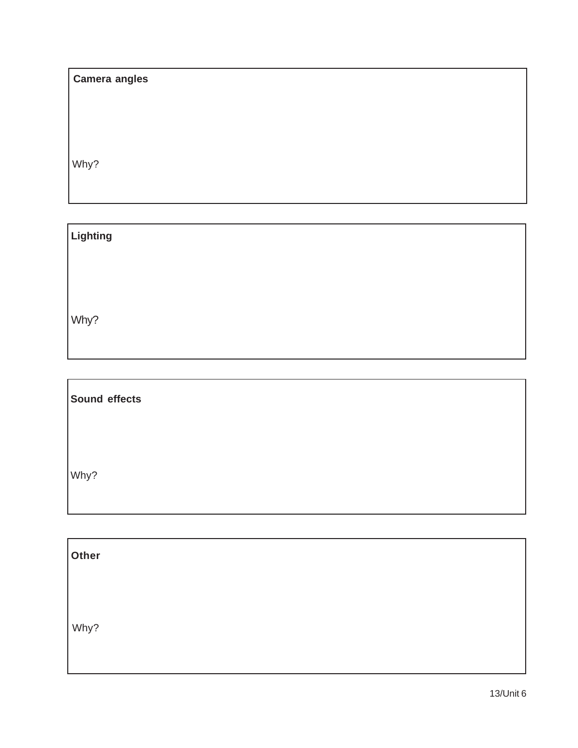**Camera angles**

Why?

**Lighting**

Why?

**Sound effects**

Why?

**Other**

Why?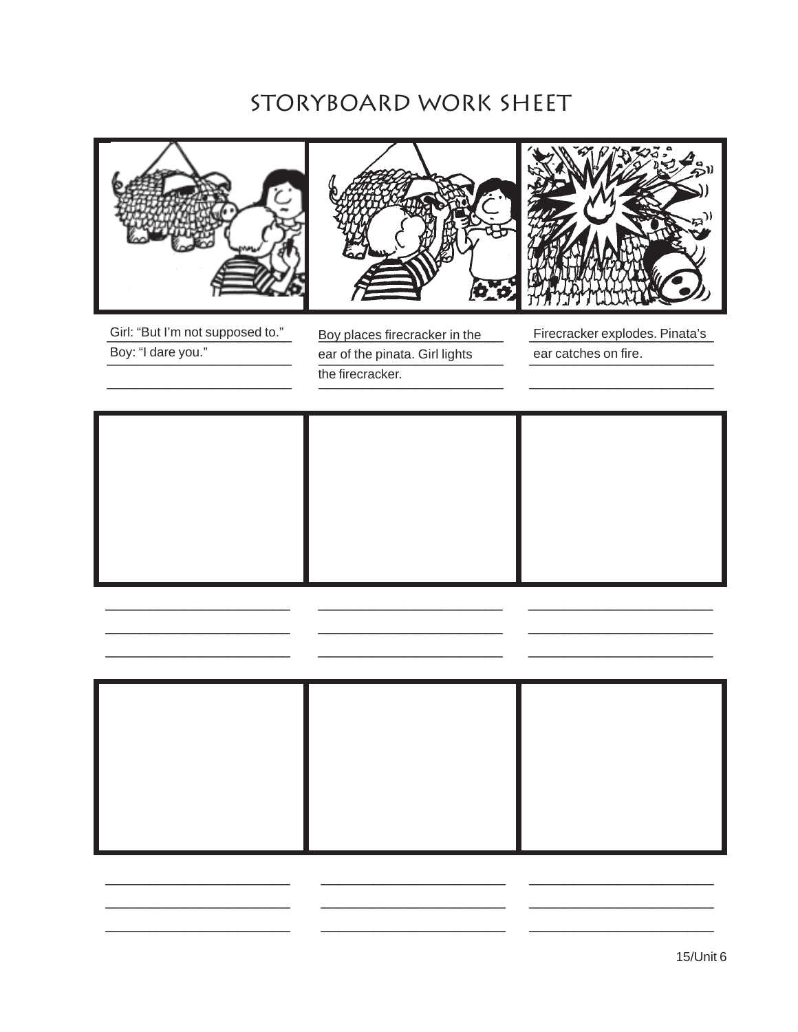# STORYBOARD WORK SHEET

Girl: "But I'm not supposed to."
Boy: "I dare you."

Boy places firecracker in the ear of the pinata. Girl lights the firecracker.

Firecracker explodes. Pinata's ear catches on fire.